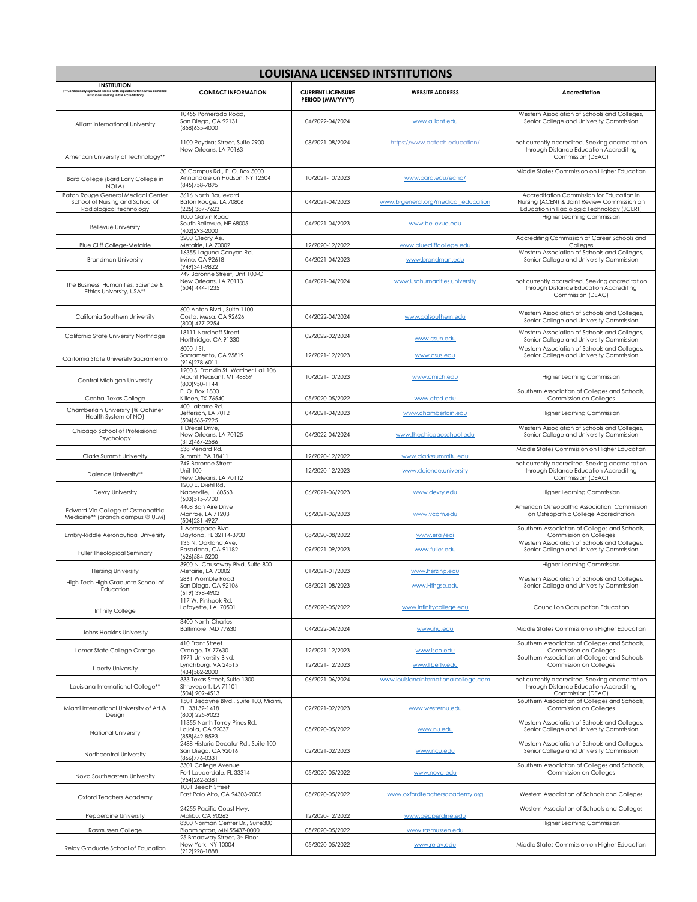# LOUISIANA LICENSED INTSTITUTIONS

| INSTITUTION (**Conditionally approved license with stipulations for new LA domiciled institutions seeking initial accreditation) | CONTACT INFORMATION | CURRENT LICENSURE PERIOD (MM/YYYY) | WEBSITE ADDRESS | Accreditation |
|---|---|---|---|---|
| Alliant International University | 10455 Pomerado Road, San Diego, CA 92131 (858)635-4000 | 04/2022-04/2024 | www.alliant.edu | Western Association of Schools and Colleges, Senior College and University Commission |
| American University of Technology** | 1100 Poydras Street, Suite 2900 New Orleans, LA 70163 | 08/2021-08/2024 | https://www.actech.education/ | not currently accredited. Seeking accreditation through Distance Education Accrediting Commission (DEAC) |
| Bard College (Bard Early College in NOLA) | 30 Campus Rd., P. O. Box 5000 Annandale on Hudson, NY 12504 (845)758-7895 | 10/2021-10/2023 | www.bard.edu/ecno/ | Middle States Commission on Higher Education |
| Baton Rouge General Medical Center School of Nursing and School of Radiological technology | 3616 North Boulevard Baton Rouge, LA 70806 (225) 387-7623 | 04/2021-04/2023 | www.brgeneral.org/medical_education | Accreditation Commission for Education in Nursing (ACEN) & Joint Review Commission on Education in Radiologic Technology (JCERT) |
| Bellevue University | 1000 Galvin Road South Bellevue, NE 68005 (402)293-2000 | 04/2021-04/2023 | www.bellevue.edu | Higher Learning Commission |
| Blue Cliff College-Metairie | 3200 Cleary Ae. Metairie, LA 70002 | 12/2020-12/2022 | www.bluecliffcollege.edu | Accrediting Commission of Career Schools and Colleges |
| Brandman University | 16355 Laguna Canyon Rd. Irvine, CA 92618 (949)341-9822 | 04/2021-04/2023 | www.brandman.edu | Western Association of Schools and Colleges, Senior College and University Commission |
| The Business, Humanities, Science & Ethics University, USA** | 749 Baronne Street, Unit 100-C New Orleans, LA 70113 (504) 444-1235 | 04/2021-04/2024 | www.Usahumanities.university | not currently accredited. Seeking accreditation through Distance Education Accrediting Commission (DEAC) |
| California Southern University | 600 Anton Blvd., Suite 1100 Costa, Mesa, CA 92626 (800) 477-2254 | 04/2022-04/2024 | www.calsouthern.edu | Western Association of Schools and Colleges, Senior College and University Commission |
| California State University Northridge | 18111 Nordhoff Street Northridge, CA 91330 | 02/2022-02/2024 | www.csun.edu | Western Association of Schools and Colleges, Senior College and University Commission |
| California State University Sacramento | 6000 J St. Sacramento, CA 95819 (916)278-6011 | 12/2021-12/2023 | www.csus.edu | Western Association of Schools and Colleges, Senior College and University Commission |
| Central Michigan University | 1200 S. Franklin St. Warriner Hall 106 Mount Pleasant, MI 48859 (800)950-1144 | 10/2021-10/2023 | www.cmich.edu | Higher Learning Commission |
| Central Texas College | P. O. Box 1800 Killeen, TX 76540 | 05/2020-05/2022 | www.ctcd.edu | Southern Association of Colleges and Schools, Commission on Colleges |
| Chamberlain University (@ Ochsner Health System of NO) | 400 Labarre Rd. Jefferson, LA 70121 (504)565-7995 | 04/2021-04/2023 | www.chamberlain.edu | Higher Learning Commission |
| Chicago School of Professional Psychology | 1 Drexel Drive, New Orleans, LA 70125 (312)467-2586 | 04/2022-04/2024 | www.thechicagoschool.edu | Western Association of Schools and Colleges, Senior College and University Commission |
| Clarks Summit University | 538 Venard Rd. Summit, PA 18411 | 12/2020-12/2022 | www.clarkssummitu.edu | Middle States Commission on Higher Education |
| Daience University** | 749 Baronne Street Unit 100 New Orleans, LA 70112 | 12/2020-12/2023 | www.daience.university | not currently accredited. Seeking accreditation through Distance Education Accrediting Commission (DEAC) |
| DeVry University | 1200 E. Diehl Rd. Naperville, IL 60563 (603)515-7700 | 06/2021-06/2023 | www.devry.edu | Higher Learning Commission |
| Edward Via College of Osteopathic Medicine** (branch campus @ ULM) | 4408 Bon Aire Drive Monroe, LA 71203 (504)231-4927 | 06/2021-06/2023 | www.vcom.edu | American Osteopathic Association, Commission on Osteopathic College Accreditation |
| Embry-Riddle Aeronautical University | 1 Aerospace Blvd. Daytona, FL 32114-3900 | 08/2020-08/2022 | www.erai/edi | Southern Association of Colleges and Schools, Commission on Colleges |
| Fuller Theological Seminary | 135 N. Oakland Ave. Pasadena, CA 91182 (626)584-5200 | 09/2021-09/2023 | www.fuller.edu | Western Association of Schools and Colleges, Senior College and University Commission |
| Herzing University | 3900 N. Causeway Blvd. Suite 800 Metairie, LA 70002 | 01/2021-01/2023 | www.herzing.edu | Higher Learning Commission |
| High Tech High Graduate School of Education | 2861 Womble Road San Diego, CA 92106 (619) 398-4902 | 08/2021-08/2023 | www.Hthgse.edu | Western Association of Schools and Colleges, Senior College and University Commission |
| Infinity College | 117 W. Pinhook Rd. Lafayette, LA 70501 | 05/2020-05/2022 | www.infinitycollege.edu | Council on Occupation Education |
| Johns Hopkins University | 3400 North Charles Baltimore, MD 77630 | 04/2022-04/2024 | www.jhu.edu | Middle States Commission on Higher Education |
| Lamar State College Orange | 410 Front Street Orange, TX 77630 | 12/2021-12/2023 | www.lsco.edu | Southern Association of Colleges and Schools, Commission on Colleges |
| Liberty University | 1971 University Blvd. Lynchburg, VA 24515 (434)582-2000 | 12/2021-12/2023 | www.liberty.edu | Southern Association of Colleges and Schools, Commission on Colleges |
| Louisiana International College** | 333 Texas Street, Suite 1300 Shreveport, LA 71101 (504) 909-4513 | 06/2021-06/2024 | www.louisianainternationalcollege.com | not currently accredited. Seeking accreditation through Distance Education Accrediting Commission (DEAC) |
| Miami International University of Art & Design | 1501 Biscayne Blvd., Suite 100, Miami, FL 33132-1418 (800) 225-9023 | 02/2021-02/2023 | www.westernu.edu | Southern Association of Colleges and Schools, Commission on Colleges |
| National University | 11355 North Torrey Pines Rd. LaJolla, CA 92037 (858)642-8593 | 05/2020-05/2022 | www.nu.edu | Western Association of Schools and Colleges, Senior College and University Commission |
| Northcentral University | 2488 Historic Decatur Rd., Suite 100 San Diego, CA 92016 (866)776-0331 | 02/2021-02/2023 | www.ncu.edu | Western Association of Schools and Colleges, Senior College and University Commission |
| Nova Southeastern University | 3301 College Avenue Fort Lauderdale, FL 33314 (954)262-5381 | 05/2020-05/2022 | www.nova.edu | Southern Association of Colleges and Schools, Commission on Colleges |
| Oxford Teachers Academy | 1001 Beech Street East Palo Alto, CA 94303-2005 | 05/2020-05/2022 | www.oxfordteachersacademy.org | Western Association of Schools and Colleges |
| Pepperdine University | 24255 Pacific Coast Hwy. Malibu, CA 90263 | 12/2020-12/2022 | www.pepperdine.edu | Western Association of Schools and Colleges |
| Rasmussen College | 8300 Norman Center Dr., Suite300 Bloomington, MN 55437-0000 | 05/2020-05/2022 | www.rasmussen.edu | Higher Learning Commission |
| Relay Graduate School of Education | 25 Broadway Street, 3rd Floor New York, NY 10004 (212)228-1888 | 05/2020-05/2022 | www.relay.edu | Middle States Commission on Higher Education |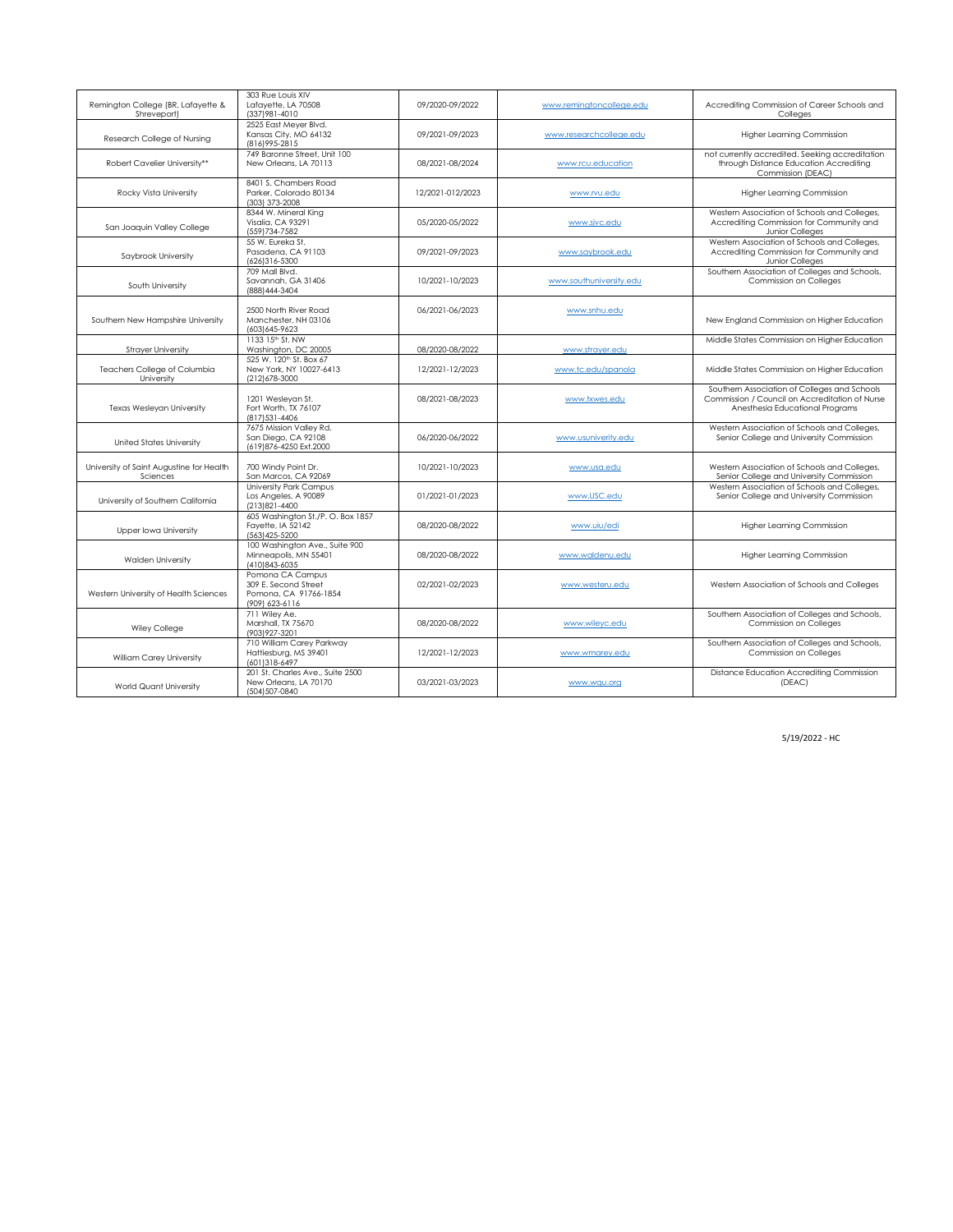| | | | | |
|---|---|---|---|---|
| Remington College (BR, Lafayette & Shreveport) | 303 Rue Louis XIV<br>Lafayette, LA 70508<br>(337)981-4010 | 09/2020-09/2022 | www.remingtoncollege.edu | Accrediting Commission of Career Schools and Colleges |
| Research College of Nursing | 2525 East Meyer Blvd.<br>Kansas City, MO 64132<br>(816)995-2815 | 09/2021-09/2023 | www.researchcollege.edu | Higher Learning Commission |
| Robert Cavelier University** | 749 Baronne Street, Unit 100<br>New Orleans, LA 70113 | 08/2021-08/2024 | www.rcu.education | not currently accredited. Seeking accreditation through Distance Education Accrediting Commission (DEAC) |
| Rocky Vista University | 8401 S. Chambers Road<br>Parker, Colorado 80134<br>(303) 373-2008 | 12/2021-012/2023 | www.rvu.edu | Higher Learning Commission |
| San Joaquin Valley College | 8344 W. Mineral King<br>Visalia, CA 93291<br>(559)734-7582 | 05/2020-05/2022 | www.sjvc.edu | Western Association of Schools and Colleges, Accrediting Commission for Community and Junior Colleges |
| Saybrook University | 55 W. Eureka St.<br>Pasadena, CA 91103<br>(626)316-5300 | 09/2021-09/2023 | www.saybrook.edu | Western Association of Schools and Colleges, Accrediting Commission for Community and Junior Colleges |
| South University | 709 Mall Blvd.<br>Savannah, GA 31406<br>(888)444-3404 | 10/2021-10/2023 | www.southuniversity.edu | Southern Association of Colleges and Schools, Commission on Colleges |
| Southern New Hampshire University | 2500 North River Road<br>Manchester, NH 03106<br>(603)645-9623 | 06/2021-06/2023 | www.snhu.edu | New England Commission on Higher Education |
| Strayer University | 1133 15th St. NW<br>Washington, DC 20005 | 08/2020-08/2022 | www.strayer.edu | Middle States Commission on Higher Education |
| Teachers College of Columbia University | 525 W. 120th St. Box 67<br>New York, NY 10027-6413<br>(212)678-3000 | 12/2021-12/2023 | www.tc.edu/spanola | Middle States Commission on Higher Education |
| Texas Wesleyan University | 1201 Wesleyan St.<br>Fort Worth, TX 76107<br>(817)531-4406 | 08/2021-08/2023 | www.txwes.edu | Southern Association of Colleges and Schools Commission / Council on Accreditation of Nurse Anesthesia Educational Programs |
| United States University | 7675 Mission Valley Rd.<br>San Diego, CA 92108<br>(619)876-4250 Ext.2000 | 06/2020-06/2022 | www.usuniverity.edu | Western Association of Schools and Colleges, Senior College and University Commission |
| University of Saint Augustine for Health Sciences | 700 Windy Point Dr.<br>San Marcos, CA 92069 | 10/2021-10/2023 | www.usa.edu | Western Association of Schools and Colleges, Senior College and University Commission |
| University of Southern California | University Park Campus<br>Los Angeles, A 90089<br>(213)821-4400 | 01/2021-01/2023 | www.USC.edu | Western Association of Schools and Colleges, Senior College and University Commission |
| Upper Iowa University | 605 Washington St./P. O. Box 1857<br>Fayette, IA 52142<br>(563)425-5200 | 08/2020-08/2022 | www.uiu/edi | Higher Learning Commission |
| Walden University | 100 Washington Ave., Suite 900<br>Minneapolis, MN 55401<br>(410)843-6035 | 08/2020-08/2022 | www.waldenu.edu | Higher Learning Commission |
| Western University of Health Sciences | Pomona CA Campus<br>309 E. Second Street<br>Pomona, CA 91766-1854<br>(909) 623-6116 | 02/2021-02/2023 | www.westeru.edu | Western Association of Schools and Colleges |
| Wiley College | 711 Wiley Ae.<br>Marshall, TX 75670<br>(903)927-3201 | 08/2020-08/2022 | www.wileyc.edu | Southern Association of Colleges and Schools, Commission on Colleges |
| William Carey University | 710 William Carey Parkway<br>Hattiesburg, MS 39401<br>(601)318-6497 | 12/2021-12/2023 | www.wmcarey.edu | Southern Association of Colleges and Schools, Commission on Colleges |
| World Quant University | 201 St. Charles Ave., Suite 2500<br>New Orleans, LA 70170<br>(504)507-0840 | 03/2021-03/2023 | www.wqu.org | Distance Education Accrediting Commission (DEAC) |

5/19/2022 - HC